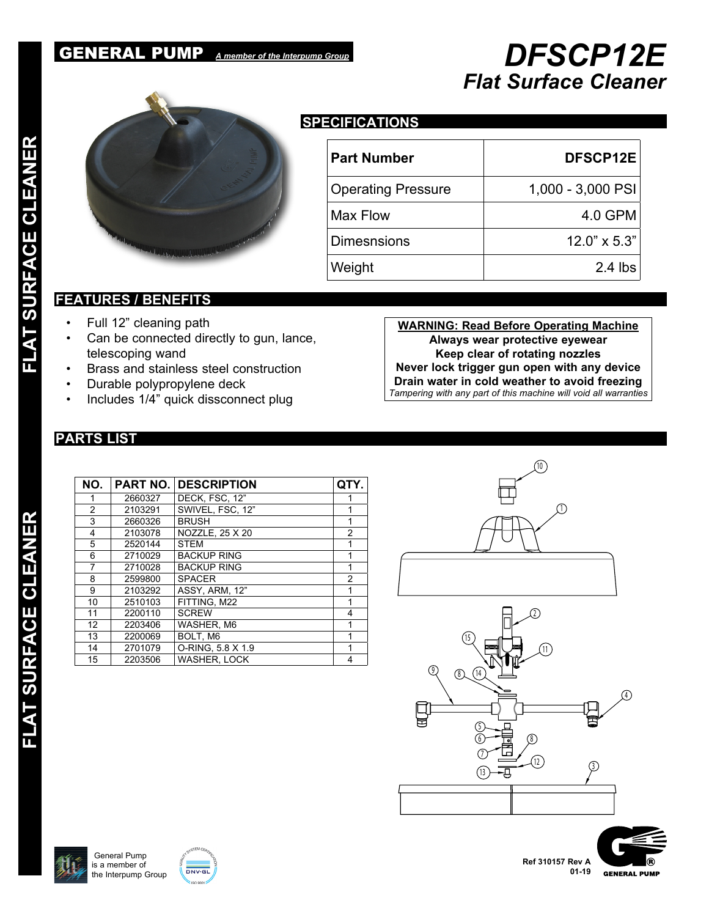# GENERAL PUMP *A member of the Interpump Group*

# DFSCP12E
## *Flat Surface Cleaner*

## SPECIFICATIONS

| Part Number | DFSCP12E |
|---|---|
| Operating Pressure | 1,000 - 3,000 PSI |
| Max Flow | 4.0 GPM |
| Dimesnsions | 12.0" x 5.3" |
| Weight | 2.4 lbs |

## FEATURES / BENEFITS

- Full 12" cleaning path
- Can be connected directly to gun, lance, telescoping wand
- Brass and stainless steel construction
- Durable polypropylene deck
- Includes 1/4" quick dissconnect plug

**WARNING: Read Before Operating Machine**
**Always wear protective eyewear**
**Keep clear of rotating nozzles**
**Never lock trigger gun open with any device**
**Drain water in cold weather to avoid freezing**
*Tampering with any part of this machine will void all warranties*

## PARTS LIST

| NO. | PART NO. | DESCRIPTION | QTY. |
|---|---|---|---|
| 1 | 2660327 | DECK, FSC, 12" | 1 |
| 2 | 2103291 | SWIVEL, FSC, 12" | 1 |
| 3 | 2660326 | BRUSH | 1 |
| 4 | 2103078 | NOZZLE, 25 X 20 | 2 |
| 5 | 2520144 | STEM | 1 |
| 6 | 2710029 | BACKUP RING | 1 |
| 7 | 2710028 | BACKUP RING | 1 |
| 8 | 2599800 | SPACER | 2 |
| 9 | 2103292 | ASSY, ARM, 12" | 1 |
| 10 | 2510103 | FITTING, M22 | 1 |
| 11 | 2200110 | SCREW | 4 |
| 12 | 2203406 | WASHER, M6 | 1 |
| 13 | 2200069 | BOLT, M6 | 1 |
| 14 | 2701079 | O-RING, 5.8 X 1.9 | 1 |
| 15 | 2203506 | WASHER, LOCK | 4 |

General Pump is a member of the Interpump Group

Ref 310157 Rev A
01-19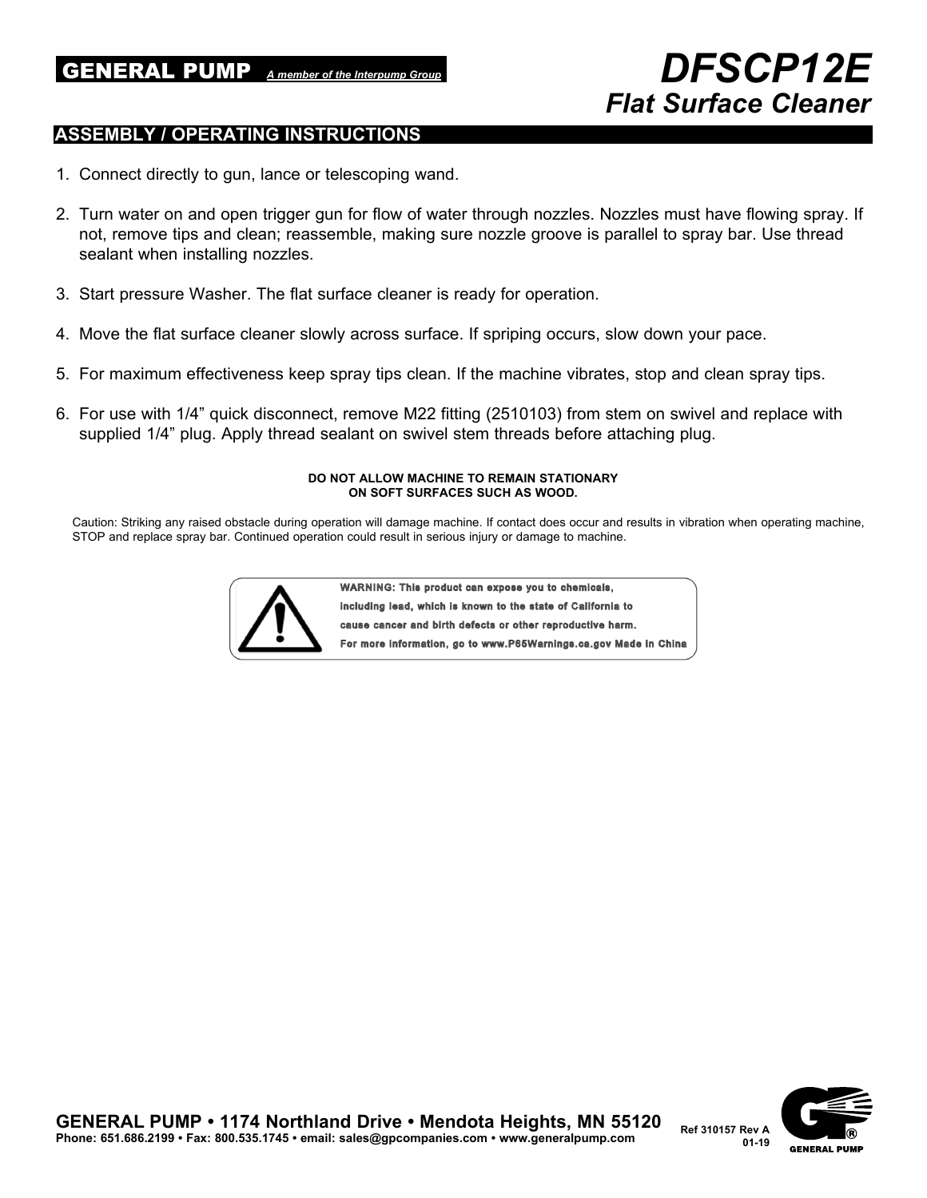GENERAL PUMP *A member of the Interpump Group*

# DFSCP12E
## *Flat Surface Cleaner*

### ASSEMBLY / OPERATING INSTRUCTIONS

1. Connect directly to gun, lance or telescoping wand.

2. Turn water on and open trigger gun for flow of water through nozzles. Nozzles must have flowing spray. If not, remove tips and clean; reassemble, making sure nozzle groove is parallel to spray bar. Use thread sealant when installing nozzles.

3. Start pressure Washer. The flat surface cleaner is ready for operation.

4. Move the flat surface cleaner slowly across surface. If spriping occurs, slow down your pace.

5. For maximum effectiveness keep spray tips clean. If the machine vibrates, stop and clean spray tips.

6. For use with 1/4" quick disconnect, remove M22 fitting (2510103) from stem on swivel and replace with supplied 1/4" plug. Apply thread sealant on swivel stem threads before attaching plug.

**DO NOT ALLOW MACHINE TO REMAIN STATIONARY ON SOFT SURFACES SUCH AS WOOD.**

Caution: Striking any raised obstacle during operation will damage machine. If contact does occur and results in vibration when operating machine, STOP and replace spray bar. Continued operation could result in serious injury or damage to machine.

**WARNING: This product can expose you to chemicals, including lead, which is known to the state of California to cause cancer and birth defects or other reproductive harm. For more information, go to www.P65Warnings.ca.gov Made in China**

**GENERAL PUMP • 1174 Northland Drive • Mendota Heights, MN 55120**
**Phone: 651.686.2199 • Fax: 800.535.1745 • email: sales@gpcompanies.com • www.generalpump.com**

Ref 310157 Rev A
01-19